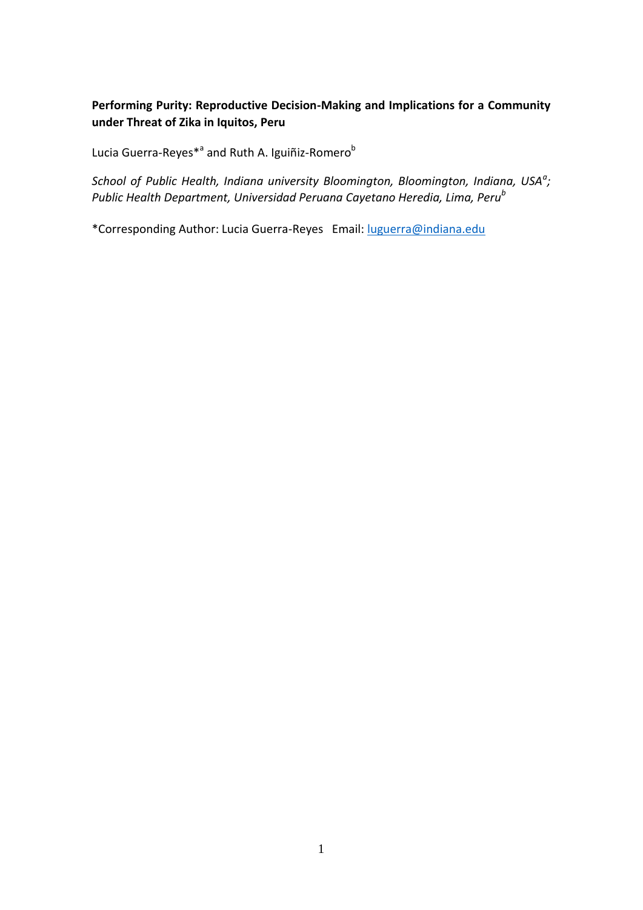**Performing Purity: Reproductive Decision-Making and Implications for a Community under Threat of Zika in Iquitos, Peru**

Lucia Guerra-Reyes*[a] and Ruth A. Iguiñiz-Romero[b]

*School of Public Health, Indiana university Bloomington, Bloomington, Indiana, USA[a]; Public Health Department, Universidad Peruana Cayetano Heredia, Lima, Peru[b]*

*Corresponding Author: Lucia Guerra-Reyes Email: luguerra@indiana.edu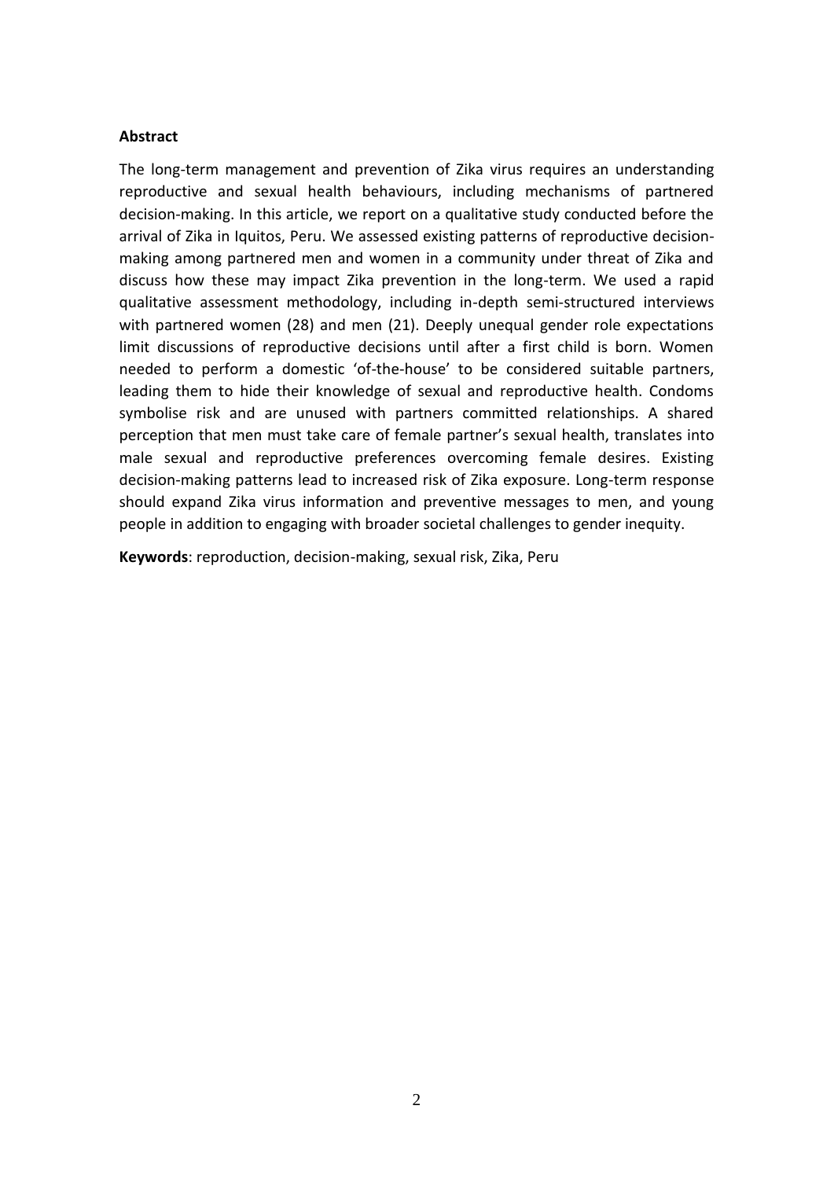**Abstract**

The long-term management and prevention of Zika virus requires an understanding reproductive and sexual health behaviours, including mechanisms of partnered decision-making. In this article, we report on a qualitative study conducted before the arrival of Zika in Iquitos, Peru. We assessed existing patterns of reproductive decision-making among partnered men and women in a community under threat of Zika and discuss how these may impact Zika prevention in the long-term. We used a rapid qualitative assessment methodology, including in-depth semi-structured interviews with partnered women (28) and men (21). Deeply unequal gender role expectations limit discussions of reproductive decisions until after a first child is born. Women needed to perform a domestic 'of-the-house' to be considered suitable partners, leading them to hide their knowledge of sexual and reproductive health. Condoms symbolise risk and are unused with partners committed relationships. A shared perception that men must take care of female partner's sexual health, translates into male sexual and reproductive preferences overcoming female desires. Existing decision-making patterns lead to increased risk of Zika exposure. Long-term response should expand Zika virus information and preventive messages to men, and young people in addition to engaging with broader societal challenges to gender inequity.

**Keywords**: reproduction, decision-making, sexual risk, Zika, Peru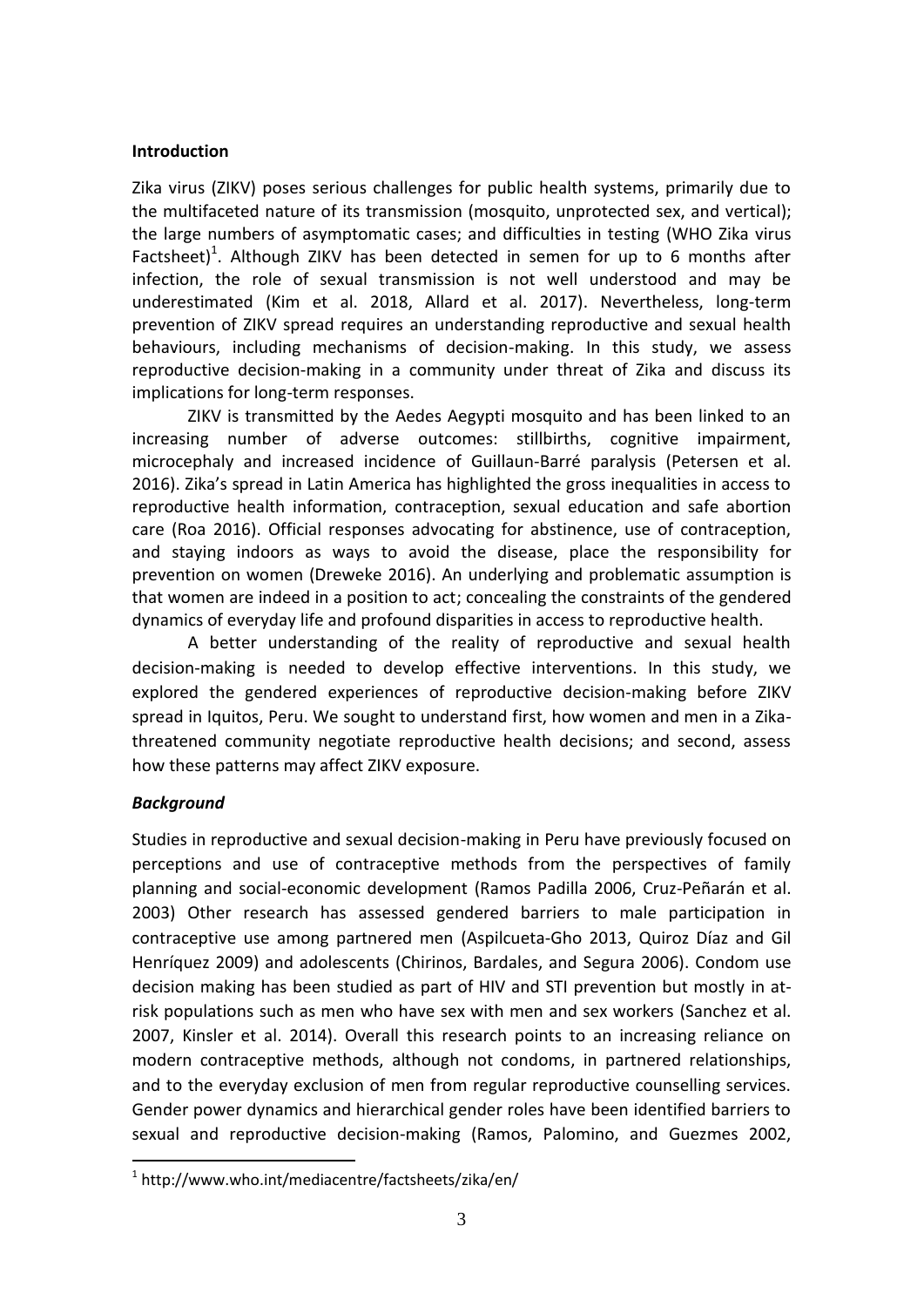### Introduction

Zika virus (ZIKV) poses serious challenges for public health systems, primarily due to the multifaceted nature of its transmission (mosquito, unprotected sex, and vertical); the large numbers of asymptomatic cases; and difficulties in testing (WHO Zika virus Factsheet)[1]. Although ZIKV has been detected in semen for up to 6 months after infection, the role of sexual transmission is not well understood and may be underestimated (Kim et al. 2018, Allard et al. 2017). Nevertheless, long-term prevention of ZIKV spread requires an understanding reproductive and sexual health behaviours, including mechanisms of decision-making. In this study, we assess reproductive decision-making in a community under threat of Zika and discuss its implications for long-term responses.

ZIKV is transmitted by the Aedes Aegypti mosquito and has been linked to an increasing number of adverse outcomes: stillbirths, cognitive impairment, microcephaly and increased incidence of Guillaun-Barré paralysis (Petersen et al. 2016). Zika's spread in Latin America has highlighted the gross inequalities in access to reproductive health information, contraception, sexual education and safe abortion care (Roa 2016). Official responses advocating for abstinence, use of contraception, and staying indoors as ways to avoid the disease, place the responsibility for prevention on women (Dreweke 2016). An underlying and problematic assumption is that women are indeed in a position to act; concealing the constraints of the gendered dynamics of everyday life and profound disparities in access to reproductive health.

A better understanding of the reality of reproductive and sexual health decision-making is needed to develop effective interventions. In this study, we explored the gendered experiences of reproductive decision-making before ZIKV spread in Iquitos, Peru. We sought to understand first, how women and men in a Zika-threatened community negotiate reproductive health decisions; and second, assess how these patterns may affect ZIKV exposure.

#### *Background*

Studies in reproductive and sexual decision-making in Peru have previously focused on perceptions and use of contraceptive methods from the perspectives of family planning and social-economic development (Ramos Padilla 2006, Cruz-Peñarán et al. 2003) Other research has assessed gendered barriers to male participation in contraceptive use among partnered men (Aspilcueta-Gho 2013, Quiroz Díaz and Gil Henríquez 2009) and adolescents (Chirinos, Bardales, and Segura 2006). Condom use decision making has been studied as part of HIV and STI prevention but mostly in at-risk populations such as men who have sex with men and sex workers (Sanchez et al. 2007, Kinsler et al. 2014). Overall this research points to an increasing reliance on modern contraceptive methods, although not condoms, in partnered relationships, and to the everyday exclusion of men from regular reproductive counselling services. Gender power dynamics and hierarchical gender roles have been identified barriers to sexual and reproductive decision-making (Ramos, Palomino, and Guezmes 2002,

[1] http://www.who.int/mediacentre/factsheets/zika/en/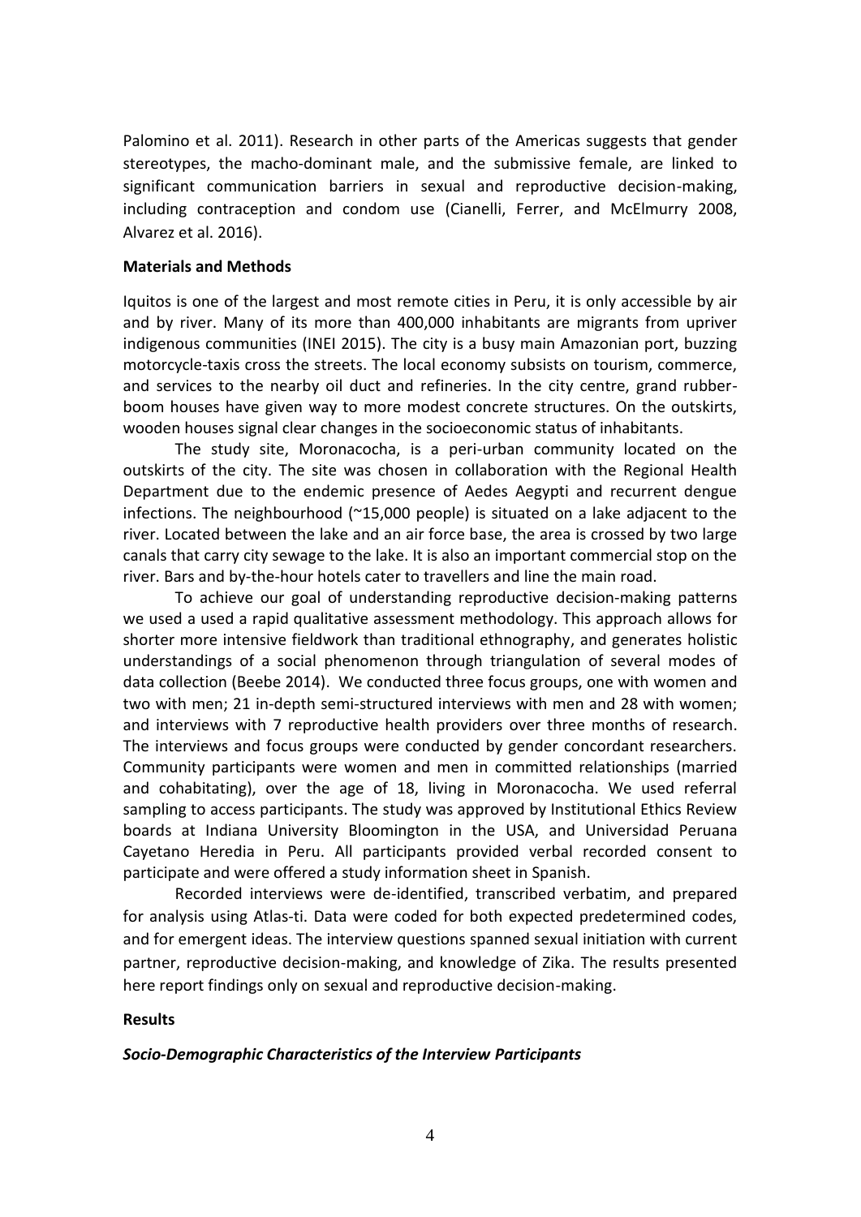Palomino et al. 2011). Research in other parts of the Americas suggests that gender stereotypes, the macho-dominant male, and the submissive female, are linked to significant communication barriers in sexual and reproductive decision-making, including contraception and condom use (Cianelli, Ferrer, and McElmurry 2008, Alvarez et al. 2016).

**Materials and Methods**

Iquitos is one of the largest and most remote cities in Peru, it is only accessible by air and by river. Many of its more than 400,000 inhabitants are migrants from upriver indigenous communities (INEI 2015). The city is a busy main Amazonian port, buzzing motorcycle-taxis cross the streets. The local economy subsists on tourism, commerce, and services to the nearby oil duct and refineries. In the city centre, grand rubber-boom houses have given way to more modest concrete structures. On the outskirts, wooden houses signal clear changes in the socioeconomic status of inhabitants.

The study site, Moronacocha, is a peri-urban community located on the outskirts of the city. The site was chosen in collaboration with the Regional Health Department due to the endemic presence of Aedes Aegypti and recurrent dengue infections. The neighbourhood (~15,000 people) is situated on a lake adjacent to the river. Located between the lake and an air force base, the area is crossed by two large canals that carry city sewage to the lake. It is also an important commercial stop on the river. Bars and by-the-hour hotels cater to travellers and line the main road.

To achieve our goal of understanding reproductive decision-making patterns we used a used a rapid qualitative assessment methodology. This approach allows for shorter more intensive fieldwork than traditional ethnography, and generates holistic understandings of a social phenomenon through triangulation of several modes of data collection (Beebe 2014). We conducted three focus groups, one with women and two with men; 21 in-depth semi-structured interviews with men and 28 with women; and interviews with 7 reproductive health providers over three months of research. The interviews and focus groups were conducted by gender concordant researchers. Community participants were women and men in committed relationships (married and cohabitating), over the age of 18, living in Moronacocha. We used referral sampling to access participants. The study was approved by Institutional Ethics Review boards at Indiana University Bloomington in the USA, and Universidad Peruana Cayetano Heredia in Peru. All participants provided verbal recorded consent to participate and were offered a study information sheet in Spanish.

Recorded interviews were de-identified, transcribed verbatim, and prepared for analysis using Atlas-ti. Data were coded for both expected predetermined codes, and for emergent ideas. The interview questions spanned sexual initiation with current partner, reproductive decision-making, and knowledge of Zika. The results presented here report findings only on sexual and reproductive decision-making.

**Results**

***Socio-Demographic Characteristics of the Interview Participants***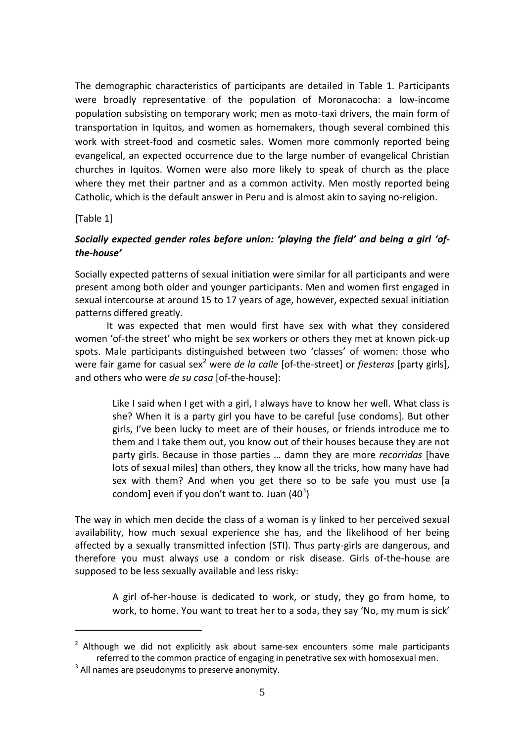The demographic characteristics of participants are detailed in Table 1. Participants were broadly representative of the population of Moronacocha: a low-income population subsisting on temporary work; men as moto-taxi drivers, the main form of transportation in Iquitos, and women as homemakers, though several combined this work with street-food and cosmetic sales. Women more commonly reported being evangelical, an expected occurrence due to the large number of evangelical Christian churches in Iquitos. Women were also more likely to speak of church as the place where they met their partner and as a common activity. Men mostly reported being Catholic, which is the default answer in Peru and is almost akin to saying no-religion.

[Table 1]

### *Socially expected gender roles before union: 'playing the field' and being a girl 'of-the-house'*

Socially expected patterns of sexual initiation were similar for all participants and were present among both older and younger participants. Men and women first engaged in sexual intercourse at around 15 to 17 years of age, however, expected sexual initiation patterns differed greatly.

It was expected that men would first have sex with what they considered women 'of-the street' who might be sex workers or others they met at known pick-up spots. Male participants distinguished between two 'classes' of women: those who were fair game for casual sex[2] were *de la calle* [of-the-street] or *fiesteras* [party girls], and others who were *de su casa* [of-the-house]:

> Like I said when I get with a girl, I always have to know her well. What class is she? When it is a party girl you have to be careful [use condoms]. But other girls, I've been lucky to meet are of their houses, or friends introduce me to them and I take them out, you know out of their houses because they are not party girls. Because in those parties … damn they are more *recorridas* [have lots of sexual miles] than others, they know all the tricks, how many have had sex with them? And when you get there so to be safe you must use [a condom] even if you don't want to. Juan (40[3])

The way in which men decide the class of a woman is y linked to her perceived sexual availability, how much sexual experience she has, and the likelihood of her being affected by a sexually transmitted infection (STI). Thus party-girls are dangerous, and therefore you must always use a condom or risk disease. Girls of-the-house are supposed to be less sexually available and less risky:

> A girl of-her-house is dedicated to work, or study, they go from home, to work, to home. You want to treat her to a soda, they say 'No, my mum is sick'

---

[2] Although we did not explicitly ask about same-sex encounters some male participants referred to the common practice of engaging in penetrative sex with homosexual men.

[3] All names are pseudonyms to preserve anonymity.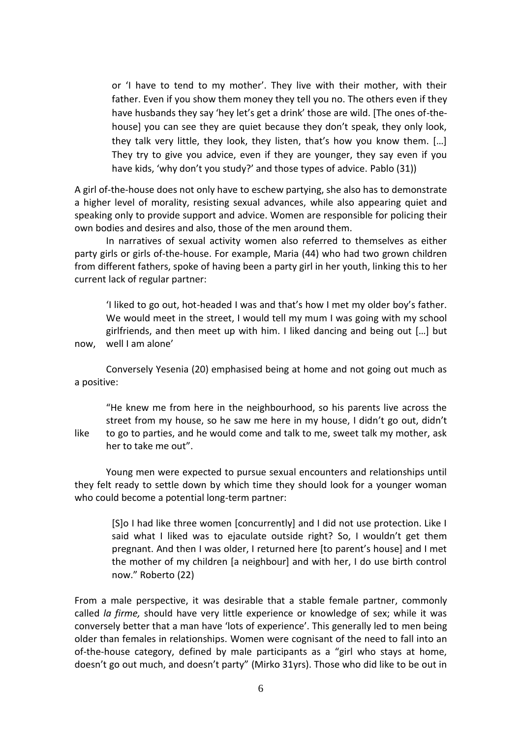> or 'I have to tend to my mother'. They live with their mother, with their father. Even if you show them money they tell you no. The others even if they have husbands they say 'hey let's get a drink' those are wild. [The ones of-the-house] you can see they are quiet because they don't speak, they only look, they talk very little, they look, they listen, that's how you know them. […] They try to give you advice, even if they are younger, they say even if you have kids, 'why don't you study?' and those types of advice. Pablo (31))

A girl of-the-house does not only have to eschew partying, she also has to demonstrate a higher level of morality, resisting sexual advances, while also appearing quiet and speaking only to provide support and advice. Women are responsible for policing their own bodies and desires and also, those of the men around them.

In narratives of sexual activity women also referred to themselves as either party girls or girls of-the-house. For example, Maria (44) who had two grown children from different fathers, spoke of having been a party girl in her youth, linking this to her current lack of regular partner:

> 'I liked to go out, hot-headed I was and that's how I met my older boy's father. We would meet in the street, I would tell my mum I was going with my school girlfriends, and then meet up with him. I liked dancing and being out […] but now, well I am alone'

Conversely Yesenia (20) emphasised being at home and not going out much as a positive:

> "He knew me from here in the neighbourhood, so his parents live across the street from my house, so he saw me here in my house, I didn't go out, didn't like to go to parties, and he would come and talk to me, sweet talk my mother, ask her to take me out".

Young men were expected to pursue sexual encounters and relationships until they felt ready to settle down by which time they should look for a younger woman who could become a potential long-term partner:

> [S]o I had like three women [concurrently] and I did not use protection. Like I said what I liked was to ejaculate outside right? So, I wouldn't get them pregnant. And then I was older, I returned here [to parent's house] and I met the mother of my children [a neighbour] and with her, I do use birth control now." Roberto (22)

From a male perspective, it was desirable that a stable female partner, commonly called *la firme,* should have very little experience or knowledge of sex; while it was conversely better that a man have 'lots of experience'. This generally led to men being older than females in relationships. Women were cognisant of the need to fall into an of-the-house category, defined by male participants as a "girl who stays at home, doesn't go out much, and doesn't party" (Mirko 31yrs). Those who did like to be out in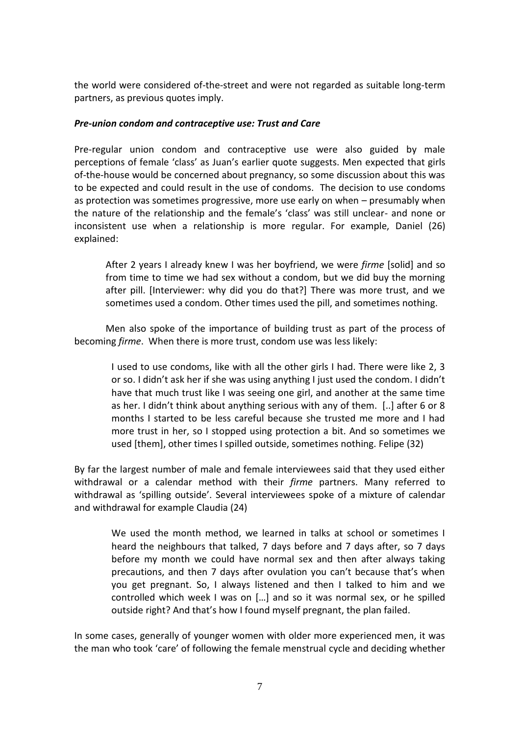the world were considered of-the-street and were not regarded as suitable long-term partners, as previous quotes imply.

### ***Pre-union condom and contraceptive use: Trust and Care***

Pre-regular union condom and contraceptive use were also guided by male perceptions of female 'class' as Juan's earlier quote suggests. Men expected that girls of-the-house would be concerned about pregnancy, so some discussion about this was to be expected and could result in the use of condoms. The decision to use condoms as protection was sometimes progressive, more use early on when – presumably when the nature of the relationship and the female's 'class' was still unclear- and none or inconsistent use when a relationship is more regular. For example, Daniel (26) explained:

> After 2 years I already knew I was her boyfriend, we were *firme* [solid] and so from time to time we had sex without a condom, but we did buy the morning after pill. [Interviewer: why did you do that?] There was more trust, and we sometimes used a condom. Other times used the pill, and sometimes nothing.

Men also spoke of the importance of building trust as part of the process of becoming *firme*. When there is more trust, condom use was less likely:

> I used to use condoms, like with all the other girls I had. There were like 2, 3 or so. I didn't ask her if she was using anything I just used the condom. I didn't have that much trust like I was seeing one girl, and another at the same time as her. I didn't think about anything serious with any of them. [..] after 6 or 8 months I started to be less careful because she trusted me more and I had more trust in her, so I stopped using protection a bit. And so sometimes we used [them], other times I spilled outside, sometimes nothing. Felipe (32)

By far the largest number of male and female interviewees said that they used either withdrawal or a calendar method with their *firme* partners. Many referred to withdrawal as 'spilling outside'. Several interviewees spoke of a mixture of calendar and withdrawal for example Claudia (24)

> We used the month method, we learned in talks at school or sometimes I heard the neighbours that talked, 7 days before and 7 days after, so 7 days before my month we could have normal sex and then after always taking precautions, and then 7 days after ovulation you can't because that's when you get pregnant. So, I always listened and then I talked to him and we controlled which week I was on […] and so it was normal sex, or he spilled outside right? And that's how I found myself pregnant, the plan failed.

In some cases, generally of younger women with older more experienced men, it was the man who took 'care' of following the female menstrual cycle and deciding whether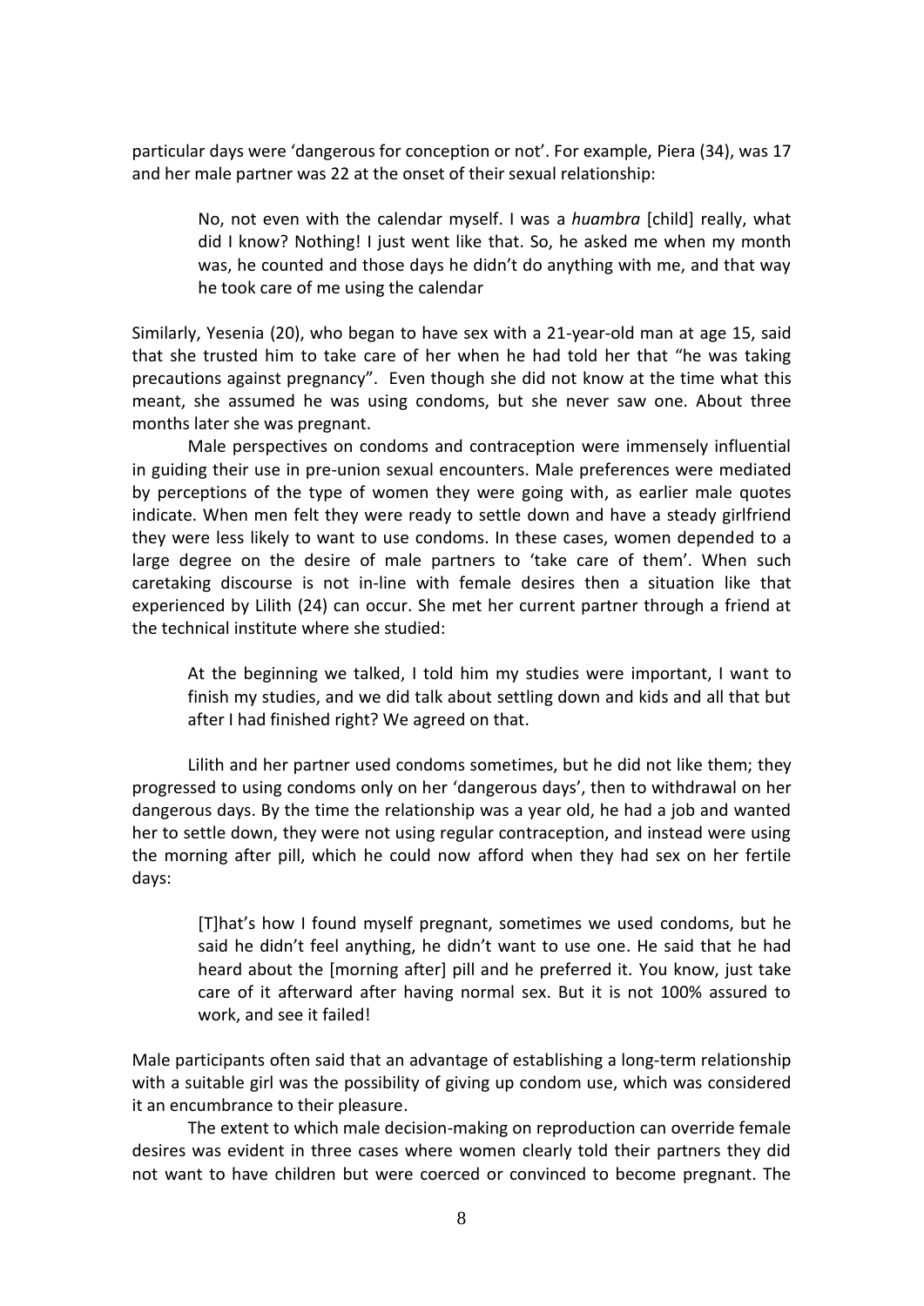particular days were 'dangerous for conception or not'. For example, Piera (34), was 17 and her male partner was 22 at the onset of their sexual relationship:

> No, not even with the calendar myself. I was a *huambra* [child] really, what did I know? Nothing! I just went like that. So, he asked me when my month was, he counted and those days he didn't do anything with me, and that way he took care of me using the calendar

Similarly, Yesenia (20), who began to have sex with a 21-year-old man at age 15, said that she trusted him to take care of her when he had told her that "he was taking precautions against pregnancy". Even though she did not know at the time what this meant, she assumed he was using condoms, but she never saw one. About three months later she was pregnant.

Male perspectives on condoms and contraception were immensely influential in guiding their use in pre-union sexual encounters. Male preferences were mediated by perceptions of the type of women they were going with, as earlier male quotes indicate. When men felt they were ready to settle down and have a steady girlfriend they were less likely to want to use condoms. In these cases, women depended to a large degree on the desire of male partners to 'take care of them'. When such caretaking discourse is not in-line with female desires then a situation like that experienced by Lilith (24) can occur. She met her current partner through a friend at the technical institute where she studied:

> At the beginning we talked, I told him my studies were important, I want to finish my studies, and we did talk about settling down and kids and all that but after I had finished right? We agreed on that.

Lilith and her partner used condoms sometimes, but he did not like them; they progressed to using condoms only on her 'dangerous days', then to withdrawal on her dangerous days. By the time the relationship was a year old, he had a job and wanted her to settle down, they were not using regular contraception, and instead were using the morning after pill, which he could now afford when they had sex on her fertile days:

> [T]hat's how I found myself pregnant, sometimes we used condoms, but he said he didn't feel anything, he didn't want to use one. He said that he had heard about the [morning after] pill and he preferred it. You know, just take care of it afterward after having normal sex. But it is not 100% assured to work, and see it failed!

Male participants often said that an advantage of establishing a long-term relationship with a suitable girl was the possibility of giving up condom use, which was considered it an encumbrance to their pleasure.

The extent to which male decision-making on reproduction can override female desires was evident in three cases where women clearly told their partners they did not want to have children but were coerced or convinced to become pregnant. The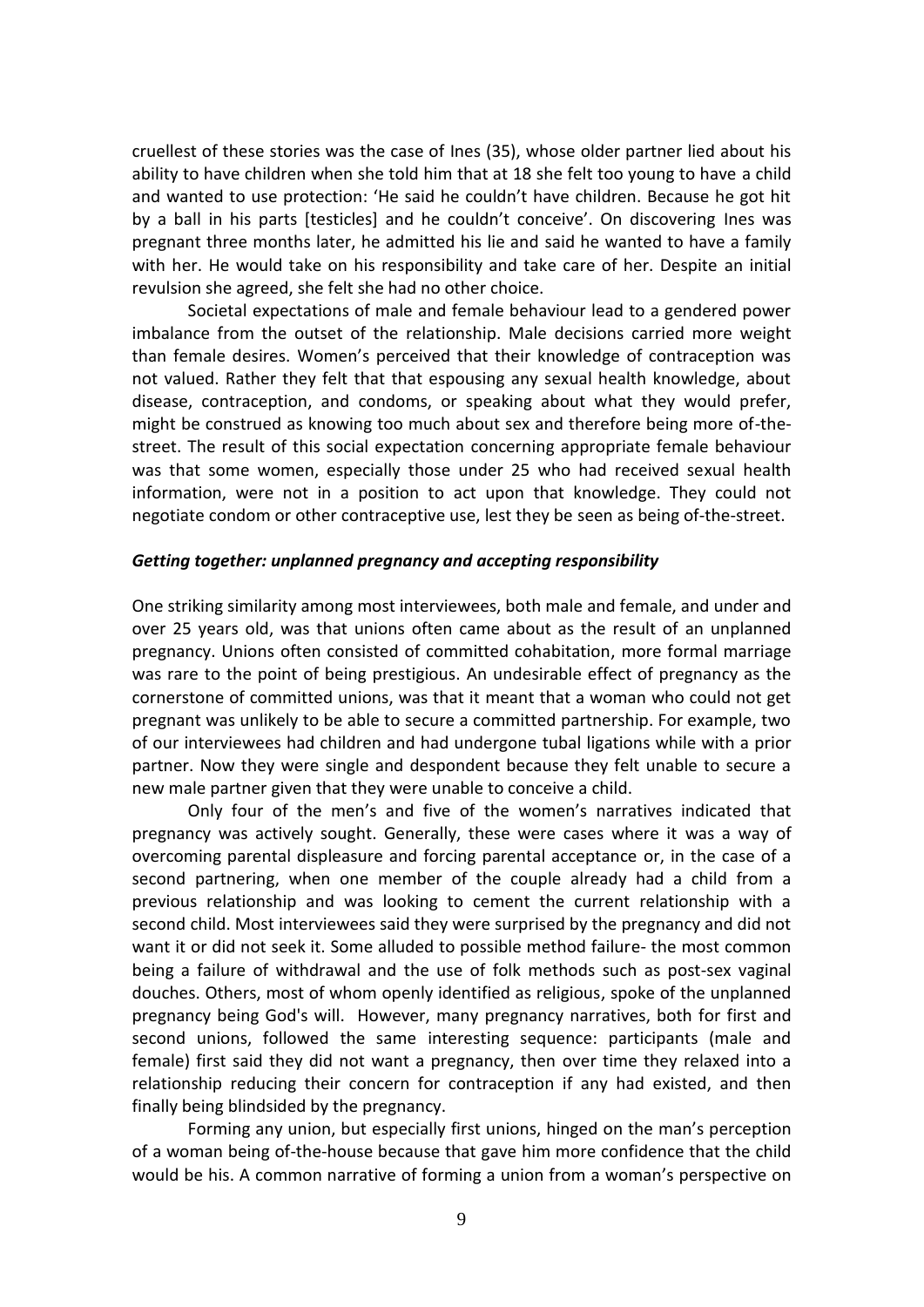cruellest of these stories was the case of Ines (35), whose older partner lied about his ability to have children when she told him that at 18 she felt too young to have a child and wanted to use protection: 'He said he couldn't have children. Because he got hit by a ball in his parts [testicles] and he couldn't conceive'. On discovering Ines was pregnant three months later, he admitted his lie and said he wanted to have a family with her. He would take on his responsibility and take care of her. Despite an initial revulsion she agreed, she felt she had no other choice.

Societal expectations of male and female behaviour lead to a gendered power imbalance from the outset of the relationship. Male decisions carried more weight than female desires. Women's perceived that their knowledge of contraception was not valued. Rather they felt that that espousing any sexual health knowledge, about disease, contraception, and condoms, or speaking about what they would prefer, might be construed as knowing too much about sex and therefore being more of-the-street. The result of this social expectation concerning appropriate female behaviour was that some women, especially those under 25 who had received sexual health information, were not in a position to act upon that knowledge. They could not negotiate condom or other contraceptive use, lest they be seen as being of-the-street.

### *Getting together: unplanned pregnancy and accepting responsibility*

One striking similarity among most interviewees, both male and female, and under and over 25 years old, was that unions often came about as the result of an unplanned pregnancy. Unions often consisted of committed cohabitation, more formal marriage was rare to the point of being prestigious. An undesirable effect of pregnancy as the cornerstone of committed unions, was that it meant that a woman who could not get pregnant was unlikely to be able to secure a committed partnership. For example, two of our interviewees had children and had undergone tubal ligations while with a prior partner. Now they were single and despondent because they felt unable to secure a new male partner given that they were unable to conceive a child.

Only four of the men's and five of the women's narratives indicated that pregnancy was actively sought. Generally, these were cases where it was a way of overcoming parental displeasure and forcing parental acceptance or, in the case of a second partnering, when one member of the couple already had a child from a previous relationship and was looking to cement the current relationship with a second child. Most interviewees said they were surprised by the pregnancy and did not want it or did not seek it. Some alluded to possible method failure- the most common being a failure of withdrawal and the use of folk methods such as post-sex vaginal douches. Others, most of whom openly identified as religious, spoke of the unplanned pregnancy being God's will. However, many pregnancy narratives, both for first and second unions, followed the same interesting sequence: participants (male and female) first said they did not want a pregnancy, then over time they relaxed into a relationship reducing their concern for contraception if any had existed, and then finally being blindsided by the pregnancy.

Forming any union, but especially first unions, hinged on the man's perception of a woman being of-the-house because that gave him more confidence that the child would be his. A common narrative of forming a union from a woman's perspective on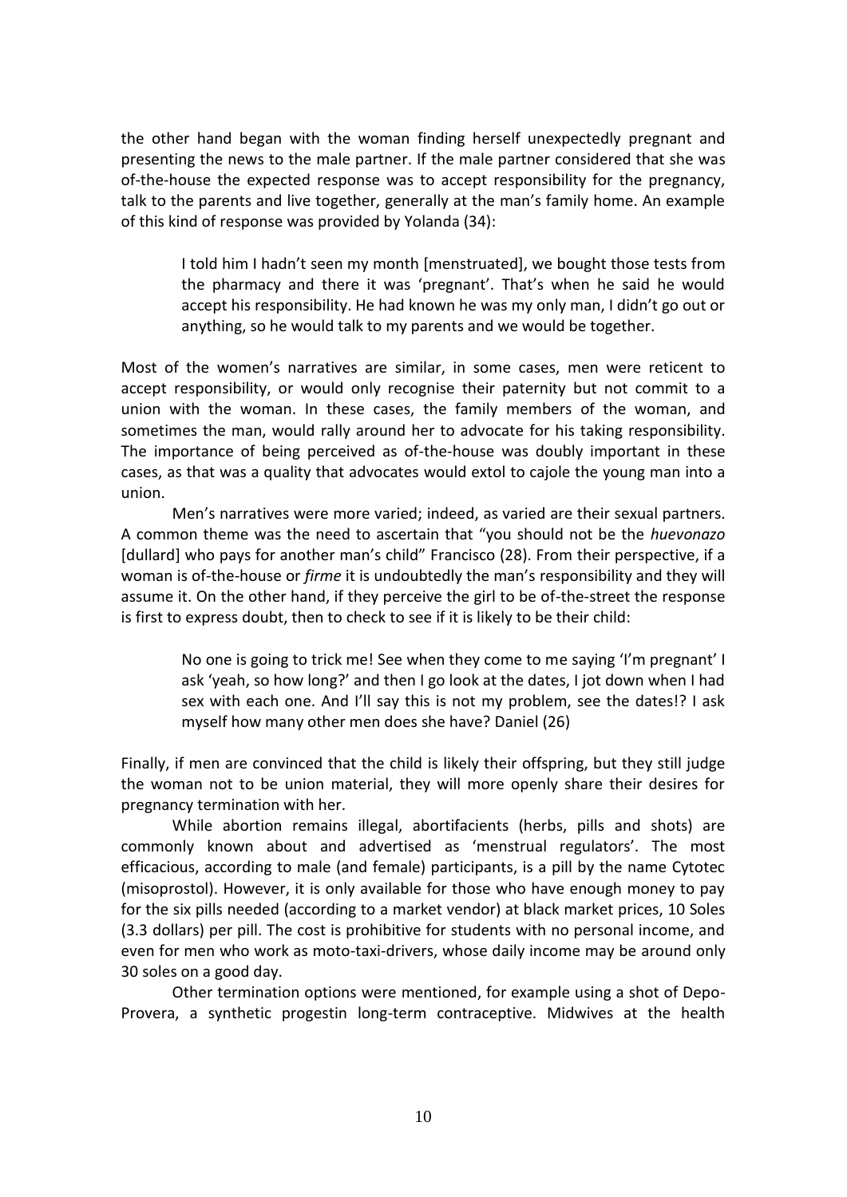the other hand began with the woman finding herself unexpectedly pregnant and presenting the news to the male partner. If the male partner considered that she was of-the-house the expected response was to accept responsibility for the pregnancy, talk to the parents and live together, generally at the man's family home. An example of this kind of response was provided by Yolanda (34):

> I told him I hadn't seen my month [menstruated], we bought those tests from the pharmacy and there it was 'pregnant'. That's when he said he would accept his responsibility. He had known he was my only man, I didn't go out or anything, so he would talk to my parents and we would be together.

Most of the women's narratives are similar, in some cases, men were reticent to accept responsibility, or would only recognise their paternity but not commit to a union with the woman. In these cases, the family members of the woman, and sometimes the man, would rally around her to advocate for his taking responsibility. The importance of being perceived as of-the-house was doubly important in these cases, as that was a quality that advocates would extol to cajole the young man into a union.

Men's narratives were more varied; indeed, as varied are their sexual partners. A common theme was the need to ascertain that "you should not be the *huevonazo* [dullard] who pays for another man's child" Francisco (28). From their perspective, if a woman is of-the-house or *firme* it is undoubtedly the man's responsibility and they will assume it. On the other hand, if they perceive the girl to be of-the-street the response is first to express doubt, then to check to see if it is likely to be their child:

> No one is going to trick me! See when they come to me saying 'I'm pregnant' I ask 'yeah, so how long?' and then I go look at the dates, I jot down when I had sex with each one. And I'll say this is not my problem, see the dates!? I ask myself how many other men does she have? Daniel (26)

Finally, if men are convinced that the child is likely their offspring, but they still judge the woman not to be union material, they will more openly share their desires for pregnancy termination with her.

While abortion remains illegal, abortifacients (herbs, pills and shots) are commonly known about and advertised as 'menstrual regulators'. The most efficacious, according to male (and female) participants, is a pill by the name Cytotec (misoprostol). However, it is only available for those who have enough money to pay for the six pills needed (according to a market vendor) at black market prices, 10 Soles (3.3 dollars) per pill. The cost is prohibitive for students with no personal income, and even for men who work as moto-taxi-drivers, whose daily income may be around only 30 soles on a good day.

Other termination options were mentioned, for example using a shot of Depo-Provera, a synthetic progestin long-term contraceptive. Midwives at the health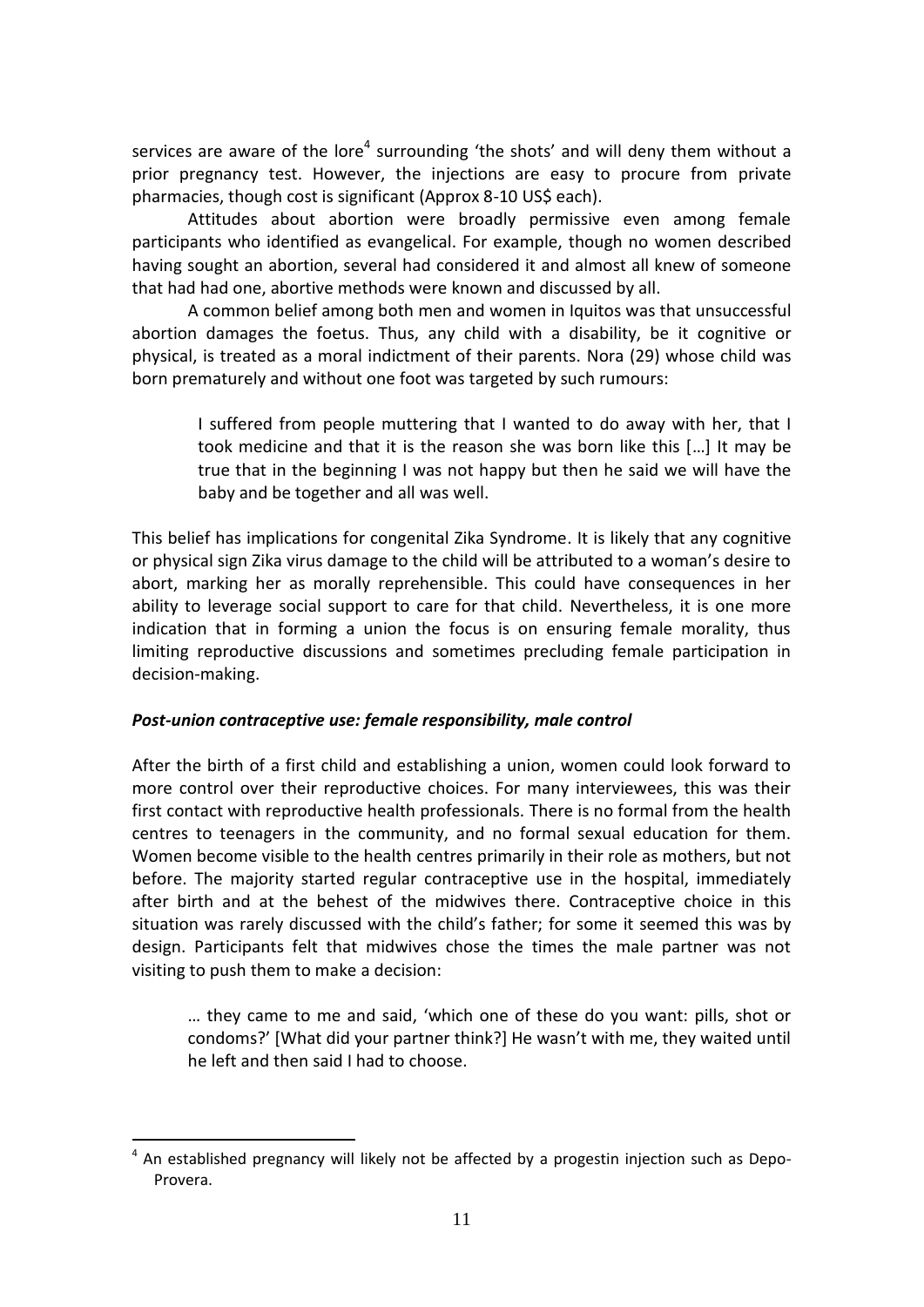services are aware of the lore[4] surrounding 'the shots' and will deny them without a prior pregnancy test. However, the injections are easy to procure from private pharmacies, though cost is significant (Approx 8-10 US$ each).

Attitudes about abortion were broadly permissive even among female participants who identified as evangelical. For example, though no women described having sought an abortion, several had considered it and almost all knew of someone that had had one, abortive methods were known and discussed by all.

A common belief among both men and women in Iquitos was that unsuccessful abortion damages the foetus. Thus, any child with a disability, be it cognitive or physical, is treated as a moral indictment of their parents. Nora (29) whose child was born prematurely and without one foot was targeted by such rumours:

> I suffered from people muttering that I wanted to do away with her, that I took medicine and that it is the reason she was born like this […] It may be true that in the beginning I was not happy but then he said we will have the baby and be together and all was well.

This belief has implications for congenital Zika Syndrome. It is likely that any cognitive or physical sign Zika virus damage to the child will be attributed to a woman's desire to abort, marking her as morally reprehensible. This could have consequences in her ability to leverage social support to care for that child. Nevertheless, it is one more indication that in forming a union the focus is on ensuring female morality, thus limiting reproductive discussions and sometimes precluding female participation in decision-making.

### *Post-union contraceptive use: female responsibility, male control*

After the birth of a first child and establishing a union, women could look forward to more control over their reproductive choices. For many interviewees, this was their first contact with reproductive health professionals. There is no formal from the health centres to teenagers in the community, and no formal sexual education for them. Women become visible to the health centres primarily in their role as mothers, but not before. The majority started regular contraceptive use in the hospital, immediately after birth and at the behest of the midwives there. Contraceptive choice in this situation was rarely discussed with the child's father; for some it seemed this was by design. Participants felt that midwives chose the times the male partner was not visiting to push them to make a decision:

> … they came to me and said, 'which one of these do you want: pills, shot or condoms?' [What did your partner think?] He wasn't with me, they waited until he left and then said I had to choose.

---

[4] An established pregnancy will likely not be affected by a progestin injection such as Depo-Provera.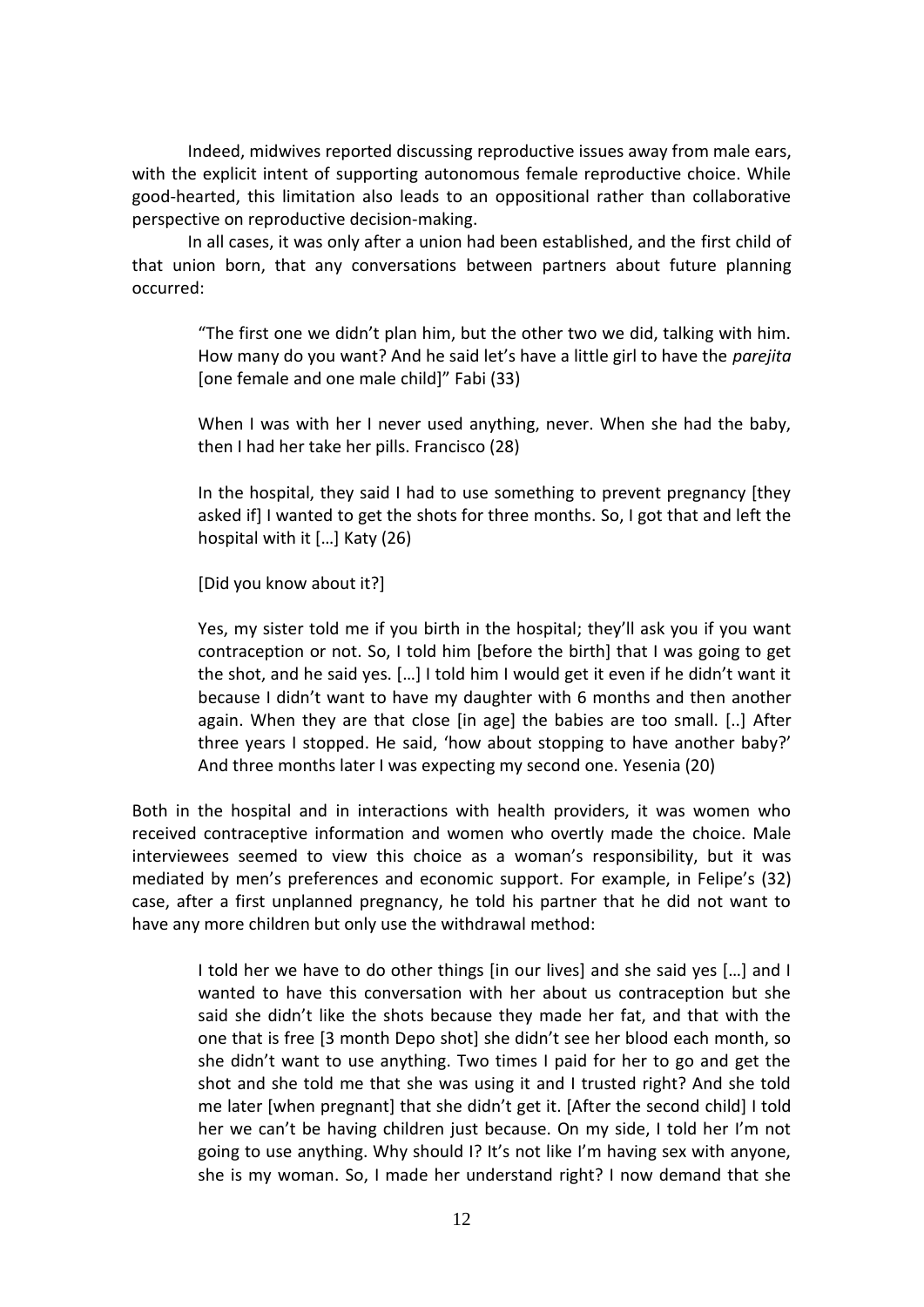Indeed, midwives reported discussing reproductive issues away from male ears, with the explicit intent of supporting autonomous female reproductive choice. While good-hearted, this limitation also leads to an oppositional rather than collaborative perspective on reproductive decision-making.

In all cases, it was only after a union had been established, and the first child of that union born, that any conversations between partners about future planning occurred:

> "The first one we didn't plan him, but the other two we did, talking with him. How many do you want? And he said let's have a little girl to have the *parejita* [one female and one male child]" Fabi (33)
>
> When I was with her I never used anything, never. When she had the baby, then I had her take her pills. Francisco (28)
>
> In the hospital, they said I had to use something to prevent pregnancy [they asked if] I wanted to get the shots for three months. So, I got that and left the hospital with it […] Katy (26)
>
> [Did you know about it?]
>
> Yes, my sister told me if you birth in the hospital; they'll ask you if you want contraception or not. So, I told him [before the birth] that I was going to get the shot, and he said yes. […] I told him I would get it even if he didn't want it because I didn't want to have my daughter with 6 months and then another again. When they are that close [in age] the babies are too small. [..] After three years I stopped. He said, 'how about stopping to have another baby?' And three months later I was expecting my second one. Yesenia (20)

Both in the hospital and in interactions with health providers, it was women who received contraceptive information and women who overtly made the choice. Male interviewees seemed to view this choice as a woman's responsibility, but it was mediated by men's preferences and economic support. For example, in Felipe's (32) case, after a first unplanned pregnancy, he told his partner that he did not want to have any more children but only use the withdrawal method:

> I told her we have to do other things [in our lives] and she said yes […] and I wanted to have this conversation with her about us contraception but she said she didn't like the shots because they made her fat, and that with the one that is free [3 month Depo shot] she didn't see her blood each month, so she didn't want to use anything. Two times I paid for her to go and get the shot and she told me that she was using it and I trusted right? And she told me later [when pregnant] that she didn't get it. [After the second child] I told her we can't be having children just because. On my side, I told her I'm not going to use anything. Why should I? It's not like I'm having sex with anyone, she is my woman. So, I made her understand right? I now demand that she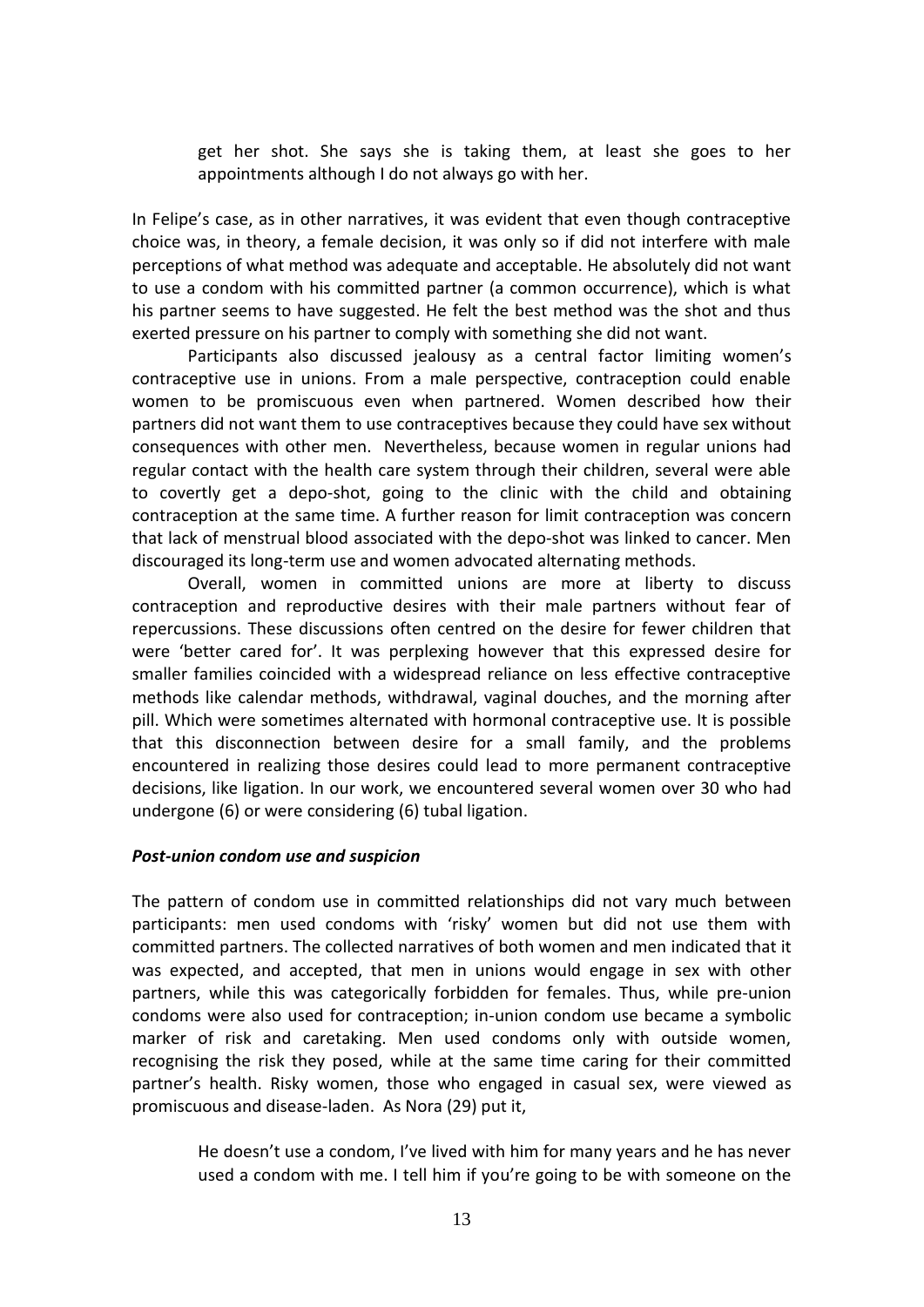> get her shot. She says she is taking them, at least she goes to her appointments although I do not always go with her.

In Felipe's case, as in other narratives, it was evident that even though contraceptive choice was, in theory, a female decision, it was only so if did not interfere with male perceptions of what method was adequate and acceptable. He absolutely did not want to use a condom with his committed partner (a common occurrence), which is what his partner seems to have suggested. He felt the best method was the shot and thus exerted pressure on his partner to comply with something she did not want.

Participants also discussed jealousy as a central factor limiting women's contraceptive use in unions. From a male perspective, contraception could enable women to be promiscuous even when partnered. Women described how their partners did not want them to use contraceptives because they could have sex without consequences with other men. Nevertheless, because women in regular unions had regular contact with the health care system through their children, several were able to covertly get a depo-shot, going to the clinic with the child and obtaining contraception at the same time. A further reason for limit contraception was concern that lack of menstrual blood associated with the depo-shot was linked to cancer. Men discouraged its long-term use and women advocated alternating methods.

Overall, women in committed unions are more at liberty to discuss contraception and reproductive desires with their male partners without fear of repercussions. These discussions often centred on the desire for fewer children that were 'better cared for'. It was perplexing however that this expressed desire for smaller families coincided with a widespread reliance on less effective contraceptive methods like calendar methods, withdrawal, vaginal douches, and the morning after pill. Which were sometimes alternated with hormonal contraceptive use. It is possible that this disconnection between desire for a small family, and the problems encountered in realizing those desires could lead to more permanent contraceptive decisions, like ligation. In our work, we encountered several women over 30 who had undergone (6) or were considering (6) tubal ligation.

### ***Post-union condom use and suspicion***

The pattern of condom use in committed relationships did not vary much between participants: men used condoms with 'risky' women but did not use them with committed partners. The collected narratives of both women and men indicated that it was expected, and accepted, that men in unions would engage in sex with other partners, while this was categorically forbidden for females. Thus, while pre-union condoms were also used for contraception; in-union condom use became a symbolic marker of risk and caretaking. Men used condoms only with outside women, recognising the risk they posed, while at the same time caring for their committed partner's health. Risky women, those who engaged in casual sex, were viewed as promiscuous and disease-laden. As Nora (29) put it,

> He doesn't use a condom, I've lived with him for many years and he has never used a condom with me. I tell him if you're going to be with someone on the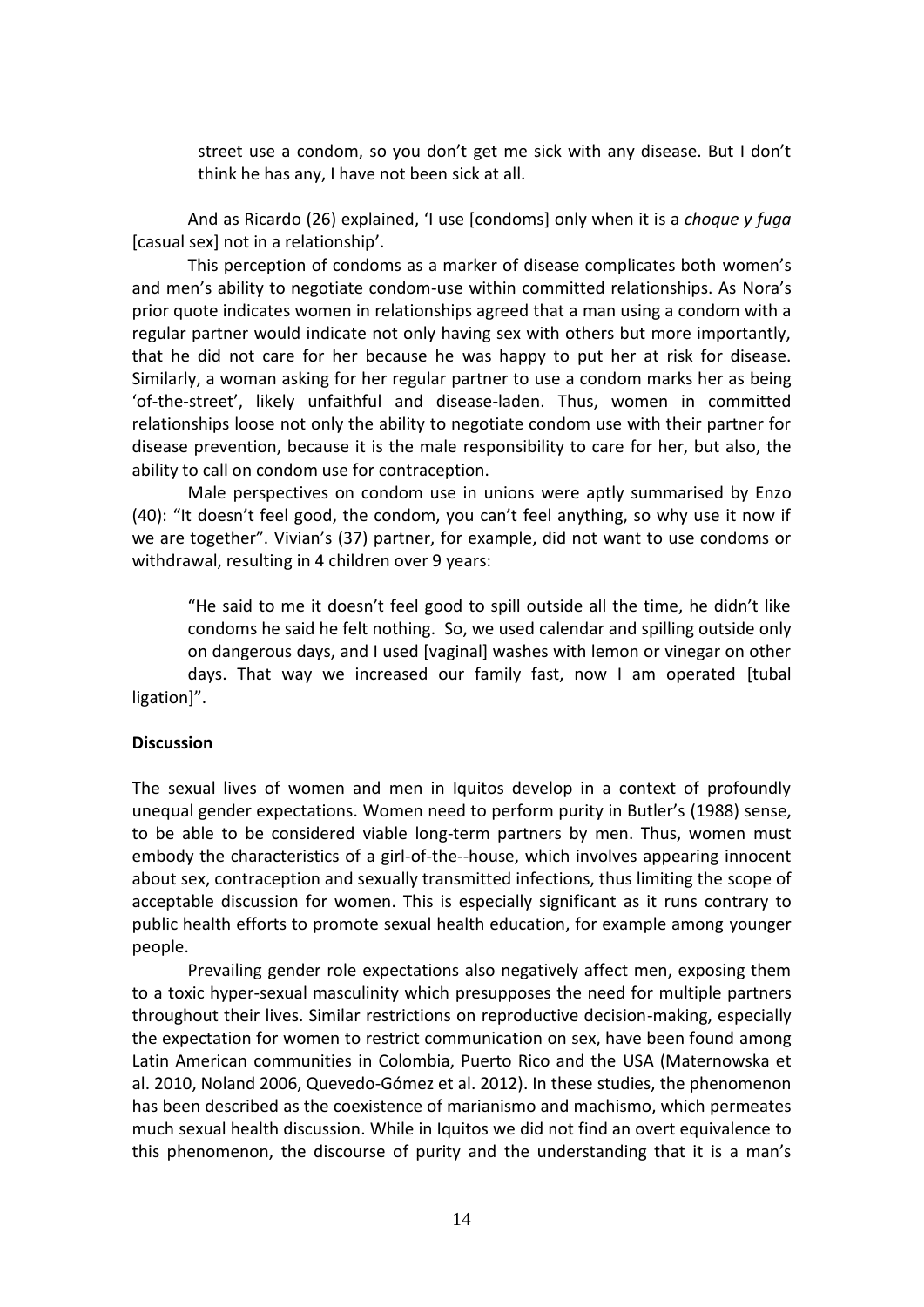street use a condom, so you don't get me sick with any disease. But I don't think he has any, I have not been sick at all.

And as Ricardo (26) explained, 'I use [condoms] only when it is a *choque y fuga* [casual sex] not in a relationship'.

This perception of condoms as a marker of disease complicates both women's and men's ability to negotiate condom-use within committed relationships. As Nora's prior quote indicates women in relationships agreed that a man using a condom with a regular partner would indicate not only having sex with others but more importantly, that he did not care for her because he was happy to put her at risk for disease. Similarly, a woman asking for her regular partner to use a condom marks her as being 'of-the-street', likely unfaithful and disease-laden. Thus, women in committed relationships loose not only the ability to negotiate condom use with their partner for disease prevention, because it is the male responsibility to care for her, but also, the ability to call on condom use for contraception.

Male perspectives on condom use in unions were aptly summarised by Enzo (40): "It doesn't feel good, the condom, you can't feel anything, so why use it now if we are together". Vivian's (37) partner, for example, did not want to use condoms or withdrawal, resulting in 4 children over 9 years:

"He said to me it doesn't feel good to spill outside all the time, he didn't like condoms he said he felt nothing. So, we used calendar and spilling outside only on dangerous days, and I used [vaginal] washes with lemon or vinegar on other days. That way we increased our family fast, now I am operated [tubal ligation]".

**Discussion**

The sexual lives of women and men in Iquitos develop in a context of profoundly unequal gender expectations. Women need to perform purity in Butler's (1988) sense, to be able to be considered viable long-term partners by men. Thus, women must embody the characteristics of a girl-of-the--house, which involves appearing innocent about sex, contraception and sexually transmitted infections, thus limiting the scope of acceptable discussion for women. This is especially significant as it runs contrary to public health efforts to promote sexual health education, for example among younger people.

Prevailing gender role expectations also negatively affect men, exposing them to a toxic hyper-sexual masculinity which presupposes the need for multiple partners throughout their lives. Similar restrictions on reproductive decision-making, especially the expectation for women to restrict communication on sex, have been found among Latin American communities in Colombia, Puerto Rico and the USA (Maternowska et al. 2010, Noland 2006, Quevedo-Gómez et al. 2012). In these studies, the phenomenon has been described as the coexistence of marianismo and machismo, which permeates much sexual health discussion. While in Iquitos we did not find an overt equivalence to this phenomenon, the discourse of purity and the understanding that it is a man's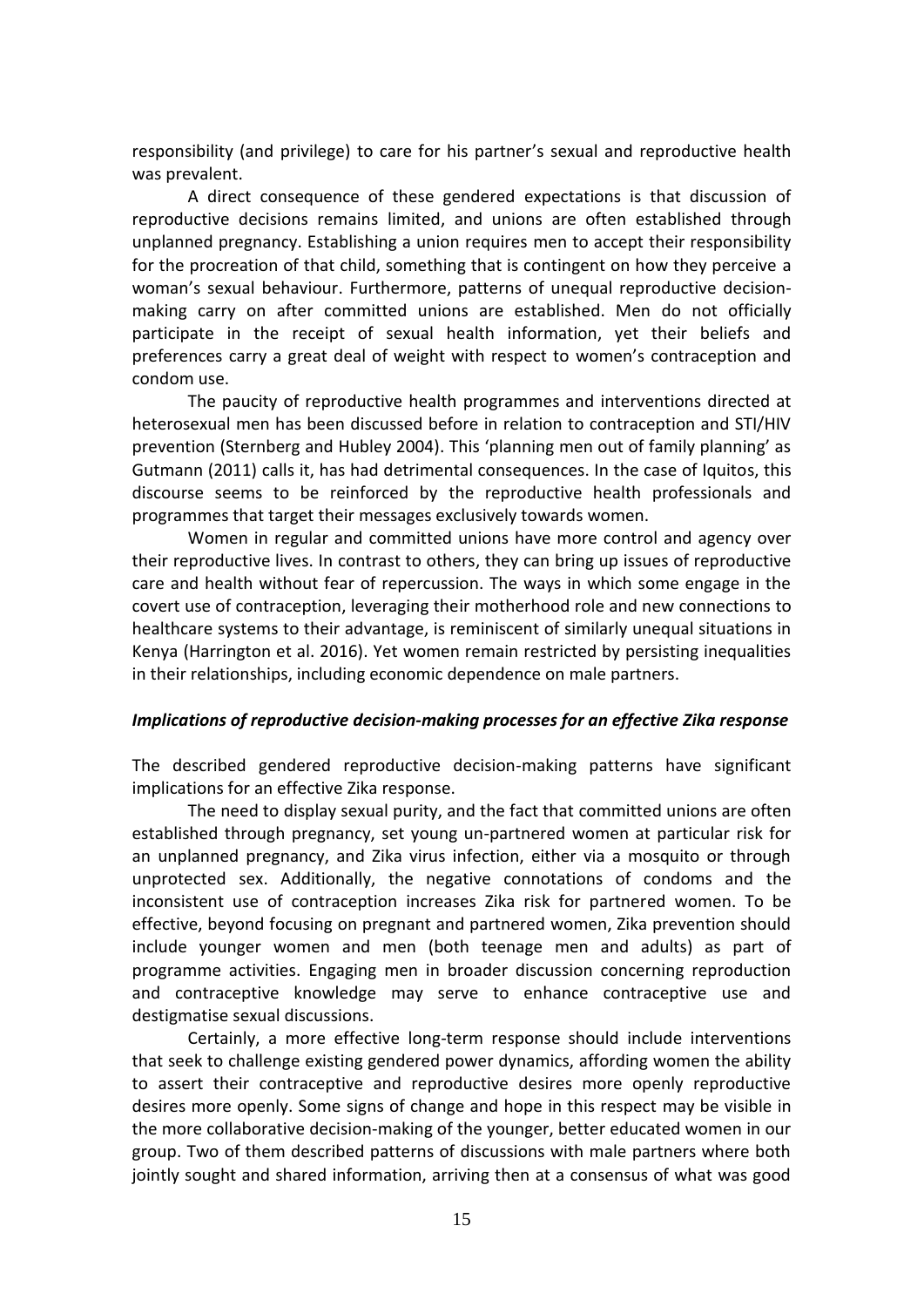responsibility (and privilege) to care for his partner's sexual and reproductive health was prevalent.

A direct consequence of these gendered expectations is that discussion of reproductive decisions remains limited, and unions are often established through unplanned pregnancy. Establishing a union requires men to accept their responsibility for the procreation of that child, something that is contingent on how they perceive a woman's sexual behaviour. Furthermore, patterns of unequal reproductive decision-making carry on after committed unions are established. Men do not officially participate in the receipt of sexual health information, yet their beliefs and preferences carry a great deal of weight with respect to women's contraception and condom use.

The paucity of reproductive health programmes and interventions directed at heterosexual men has been discussed before in relation to contraception and STI/HIV prevention (Sternberg and Hubley 2004). This 'planning men out of family planning' as Gutmann (2011) calls it, has had detrimental consequences. In the case of Iquitos, this discourse seems to be reinforced by the reproductive health professionals and programmes that target their messages exclusively towards women.

Women in regular and committed unions have more control and agency over their reproductive lives. In contrast to others, they can bring up issues of reproductive care and health without fear of repercussion. The ways in which some engage in the covert use of contraception, leveraging their motherhood role and new connections to healthcare systems to their advantage, is reminiscent of similarly unequal situations in Kenya (Harrington et al. 2016). Yet women remain restricted by persisting inequalities in their relationships, including economic dependence on male partners.

### ***Implications of reproductive decision-making processes for an effective Zika response***

The described gendered reproductive decision-making patterns have significant implications for an effective Zika response.

The need to display sexual purity, and the fact that committed unions are often established through pregnancy, set young un-partnered women at particular risk for an unplanned pregnancy, and Zika virus infection, either via a mosquito or through unprotected sex. Additionally, the negative connotations of condoms and the inconsistent use of contraception increases Zika risk for partnered women. To be effective, beyond focusing on pregnant and partnered women, Zika prevention should include younger women and men (both teenage men and adults) as part of programme activities. Engaging men in broader discussion concerning reproduction and contraceptive knowledge may serve to enhance contraceptive use and destigmatise sexual discussions.

Certainly, a more effective long-term response should include interventions that seek to challenge existing gendered power dynamics, affording women the ability to assert their contraceptive and reproductive desires more openly reproductive desires more openly. Some signs of change and hope in this respect may be visible in the more collaborative decision-making of the younger, better educated women in our group. Two of them described patterns of discussions with male partners where both jointly sought and shared information, arriving then at a consensus of what was good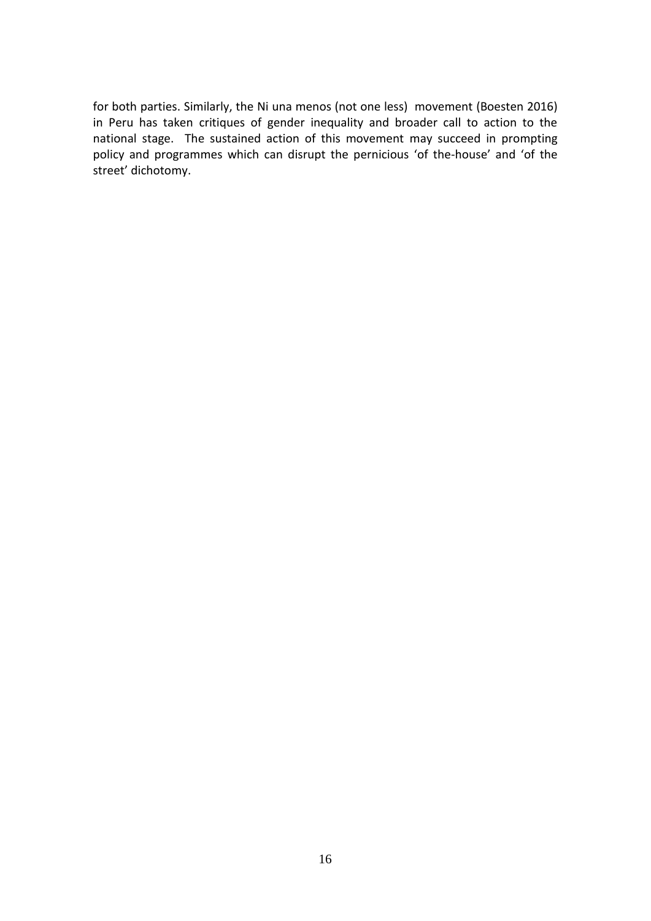for both parties. Similarly, the Ni una menos (not one less) movement (Boesten 2016) in Peru has taken critiques of gender inequality and broader call to action to the national stage. The sustained action of this movement may succeed in prompting policy and programmes which can disrupt the pernicious 'of the-house' and 'of the street' dichotomy.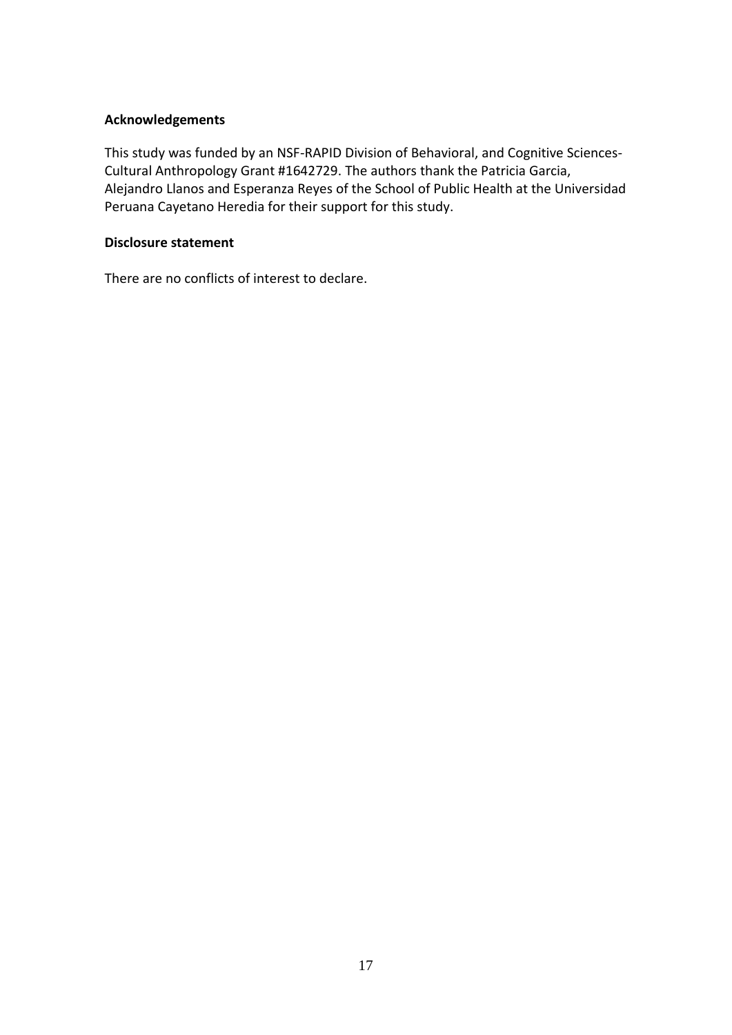**Acknowledgements**

This study was funded by an NSF-RAPID Division of Behavioral, and Cognitive Sciences-Cultural Anthropology Grant #1642729. The authors thank the Patricia Garcia, Alejandro Llanos and Esperanza Reyes of the School of Public Health at the Universidad Peruana Cayetano Heredia for their support for this study.

**Disclosure statement**

There are no conflicts of interest to declare.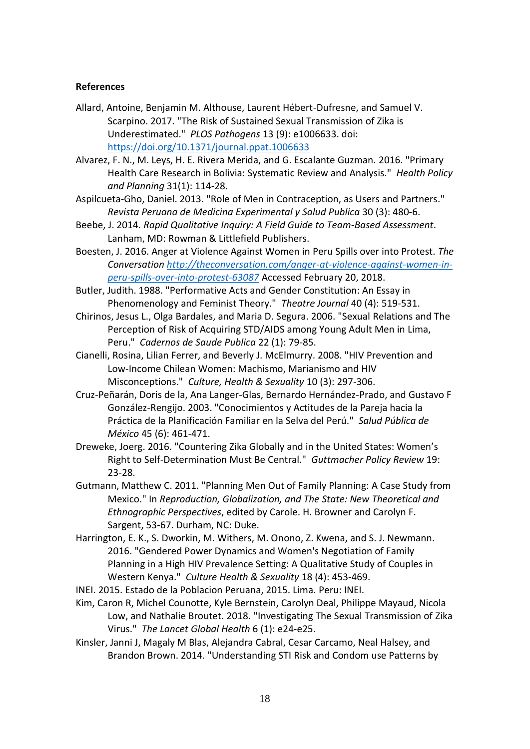**References**

Allard, Antoine, Benjamin M. Althouse, Laurent Hébert-Dufresne, and Samuel V. Scarpino. 2017. "The Risk of Sustained Sexual Transmission of Zika is Underestimated." *PLOS Pathogens* 13 (9): e1006633. doi: https://doi.org/10.1371/journal.ppat.1006633

Alvarez, F. N., M. Leys, H. E. Rivera Merida, and G. Escalante Guzman. 2016. "Primary Health Care Research in Bolivia: Systematic Review and Analysis." *Health Policy and Planning* 31(1): 114-28.

Aspilcueta-Gho, Daniel. 2013. "Role of Men in Contraception, as Users and Partners." *Revista Peruana de Medicina Experimental y Salud Publica* 30 (3): 480-6.

Beebe, J. 2014. *Rapid Qualitative Inquiry: A Field Guide to Team-Based Assessment*. Lanham, MD: Rowman & Littlefield Publishers.

Boesten, J. 2016. Anger at Violence Against Women in Peru Spills over into Protest. *The Conversation* *http://theconversation.com/anger-at-violence-against-women-in-peru-spills-over-into-protest-63087* Accessed February 20, 2018.

Butler, Judith. 1988. "Performative Acts and Gender Constitution: An Essay in Phenomenology and Feminist Theory." *Theatre Journal* 40 (4): 519-531.

Chirinos, Jesus L., Olga Bardales, and Maria D. Segura. 2006. "Sexual Relations and The Perception of Risk of Acquiring STD/AIDS among Young Adult Men in Lima, Peru." *Cadernos de Saude Publica* 22 (1): 79-85.

Cianelli, Rosina, Lilian Ferrer, and Beverly J. McElmurry. 2008. "HIV Prevention and Low-Income Chilean Women: Machismo, Marianismo and HIV Misconceptions." *Culture, Health & Sexuality* 10 (3): 297-306.

Cruz-Peñarán, Doris de la, Ana Langer-Glas, Bernardo Hernández-Prado, and Gustavo F González-Rengijo. 2003. "Conocimientos y Actitudes de la Pareja hacia la Práctica de la Planificación Familiar en la Selva del Perú." *Salud Pública de México* 45 (6): 461-471.

Dreweke, Joerg. 2016. "Countering Zika Globally and in the United States: Women's Right to Self-Determination Must Be Central." *Guttmacher Policy Review* 19: 23-28.

Gutmann, Matthew C. 2011. "Planning Men Out of Family Planning: A Case Study from Mexico." In *Reproduction, Globalization, and The State: New Theoretical and Ethnographic Perspectives*, edited by Carole. H. Browner and Carolyn F. Sargent, 53-67. Durham, NC: Duke.

Harrington, E. K., S. Dworkin, M. Withers, M. Onono, Z. Kwena, and S. J. Newmann. 2016. "Gendered Power Dynamics and Women's Negotiation of Family Planning in a High HIV Prevalence Setting: A Qualitative Study of Couples in Western Kenya." *Culture Health & Sexuality* 18 (4): 453-469.

INEI. 2015. Estado de la Poblacion Peruana, 2015. Lima. Peru: INEI.

Kim, Caron R, Michel Counotte, Kyle Bernstein, Carolyn Deal, Philippe Mayaud, Nicola Low, and Nathalie Broutet. 2018. "Investigating The Sexual Transmission of Zika Virus." *The Lancet Global Health* 6 (1): e24-e25.

Kinsler, Janni J, Magaly M Blas, Alejandra Cabral, Cesar Carcamo, Neal Halsey, and Brandon Brown. 2014. "Understanding STI Risk and Condom use Patterns by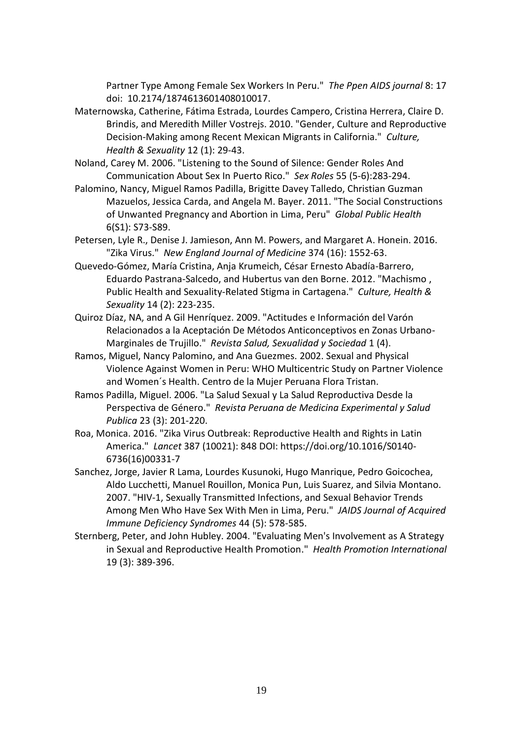Partner Type Among Female Sex Workers In Peru." *The Ppen AIDS journal* 8: 17 doi: 10.2174/1874613601408010017.

Maternowska, Catherine, Fátima Estrada, Lourdes Campero, Cristina Herrera, Claire D. Brindis, and Meredith Miller Vostrejs. 2010. "Gender, Culture and Reproductive Decision-Making among Recent Mexican Migrants in California." *Culture, Health & Sexuality* 12 (1): 29-43.

Noland, Carey M. 2006. "Listening to the Sound of Silence: Gender Roles And Communication About Sex In Puerto Rico." *Sex Roles* 55 (5-6):283-294.

Palomino, Nancy, Miguel Ramos Padilla, Brigitte Davey Talledo, Christian Guzman Mazuelos, Jessica Carda, and Angela M. Bayer. 2011. "The Social Constructions of Unwanted Pregnancy and Abortion in Lima, Peru" *Global Public Health* 6(S1): S73-S89.

Petersen, Lyle R., Denise J. Jamieson, Ann M. Powers, and Margaret A. Honein. 2016. "Zika Virus." *New England Journal of Medicine* 374 (16): 1552-63.

Quevedo-Gómez, María Cristina, Anja Krumeich, César Ernesto Abadía-Barrero, Eduardo Pastrana-Salcedo, and Hubertus van den Borne. 2012. "Machismo , Public Health and Sexuality-Related Stigma in Cartagena." *Culture, Health & Sexuality* 14 (2): 223-235.

Quiroz Díaz, NA, and A Gil Henríquez. 2009. "Actitudes e Información del Varón Relacionados a la Aceptación De Métodos Anticonceptivos en Zonas Urbano-Marginales de Trujillo." *Revista Salud, Sexualidad y Sociedad* 1 (4).

Ramos, Miguel, Nancy Palomino, and Ana Guezmes. 2002. Sexual and Physical Violence Against Women in Peru: WHO Multicentric Study on Partner Violence and Women´s Health. Centro de la Mujer Peruana Flora Tristan.

Ramos Padilla, Miguel. 2006. "La Salud Sexual y La Salud Reproductiva Desde la Perspectiva de Género." *Revista Peruana de Medicina Experimental y Salud Publica* 23 (3): 201-220.

Roa, Monica. 2016. "Zika Virus Outbreak: Reproductive Health and Rights in Latin America." *Lancet* 387 (10021): 848 DOI: https://doi.org/10.1016/S0140-6736(16)00331-7

Sanchez, Jorge, Javier R Lama, Lourdes Kusunoki, Hugo Manrique, Pedro Goicochea, Aldo Lucchetti, Manuel Rouillon, Monica Pun, Luis Suarez, and Silvia Montano. 2007. "HIV-1, Sexually Transmitted Infections, and Sexual Behavior Trends Among Men Who Have Sex With Men in Lima, Peru." *JAIDS Journal of Acquired Immune Deficiency Syndromes* 44 (5): 578-585.

Sternberg, Peter, and John Hubley. 2004. "Evaluating Men's Involvement as A Strategy in Sexual and Reproductive Health Promotion." *Health Promotion International* 19 (3): 389-396.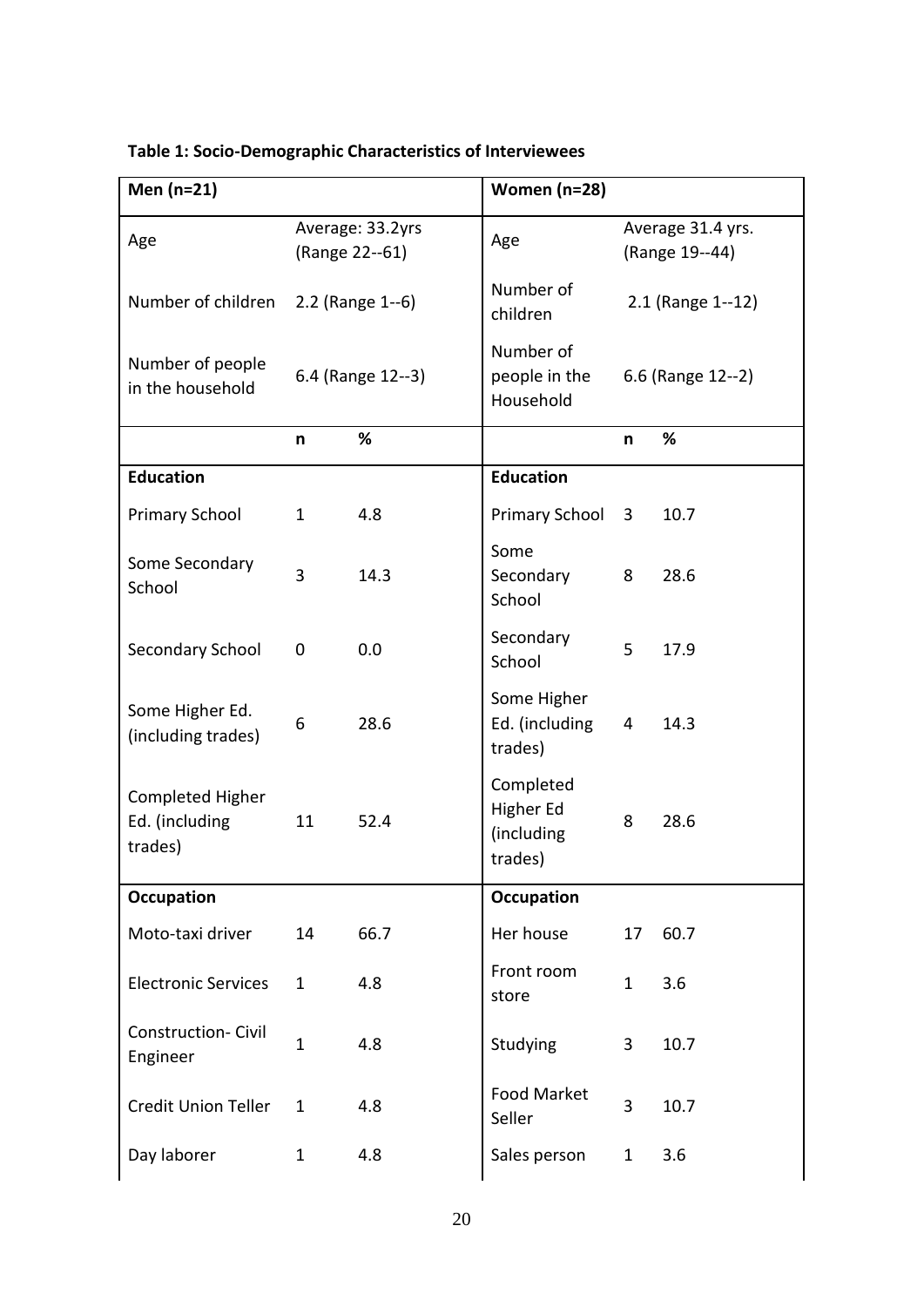**Table 1: Socio-Demographic Characteristics of Interviewees**

| Men (n=21) | | | Women (n=28) | | |
|---|---|---|---|---|---|
| Age | Average: 33.2yrs (Range 22--61) | | Age | Average 31.4 yrs. (Range 19--44) | |
| Number of children | 2.2 (Range 1--6) | | Number of children | 2.1 (Range 1--12) | |
| Number of people in the household | 6.4 (Range 12--3) | | Number of people in the Household | 6.6 (Range 12--2) | |
| | **n** | **%** | | **n** | **%** |
| **Education** | | | **Education** | | |
| Primary School | 1 | 4.8 | Primary School | 3 | 10.7 |
| Some Secondary School | 3 | 14.3 | Some Secondary School | 8 | 28.6 |
| Secondary School | 0 | 0.0 | Secondary School | 5 | 17.9 |
| Some Higher Ed. (including trades) | 6 | 28.6 | Some Higher Ed. (including trades) | 4 | 14.3 |
| Completed Higher Ed. (including trades) | 11 | 52.4 | Completed Higher Ed (including trades) | 8 | 28.6 |
| **Occupation** | | | **Occupation** | | |
| Moto-taxi driver | 14 | 66.7 | Her house | 17 | 60.7 |
| Electronic Services | 1 | 4.8 | Front room store | 1 | 3.6 |
| Construction- Civil Engineer | 1 | 4.8 | Studying | 3 | 10.7 |
| Credit Union Teller | 1 | 4.8 | Food Market Seller | 3 | 10.7 |
| Day laborer | 1 | 4.8 | Sales person | 1 | 3.6 |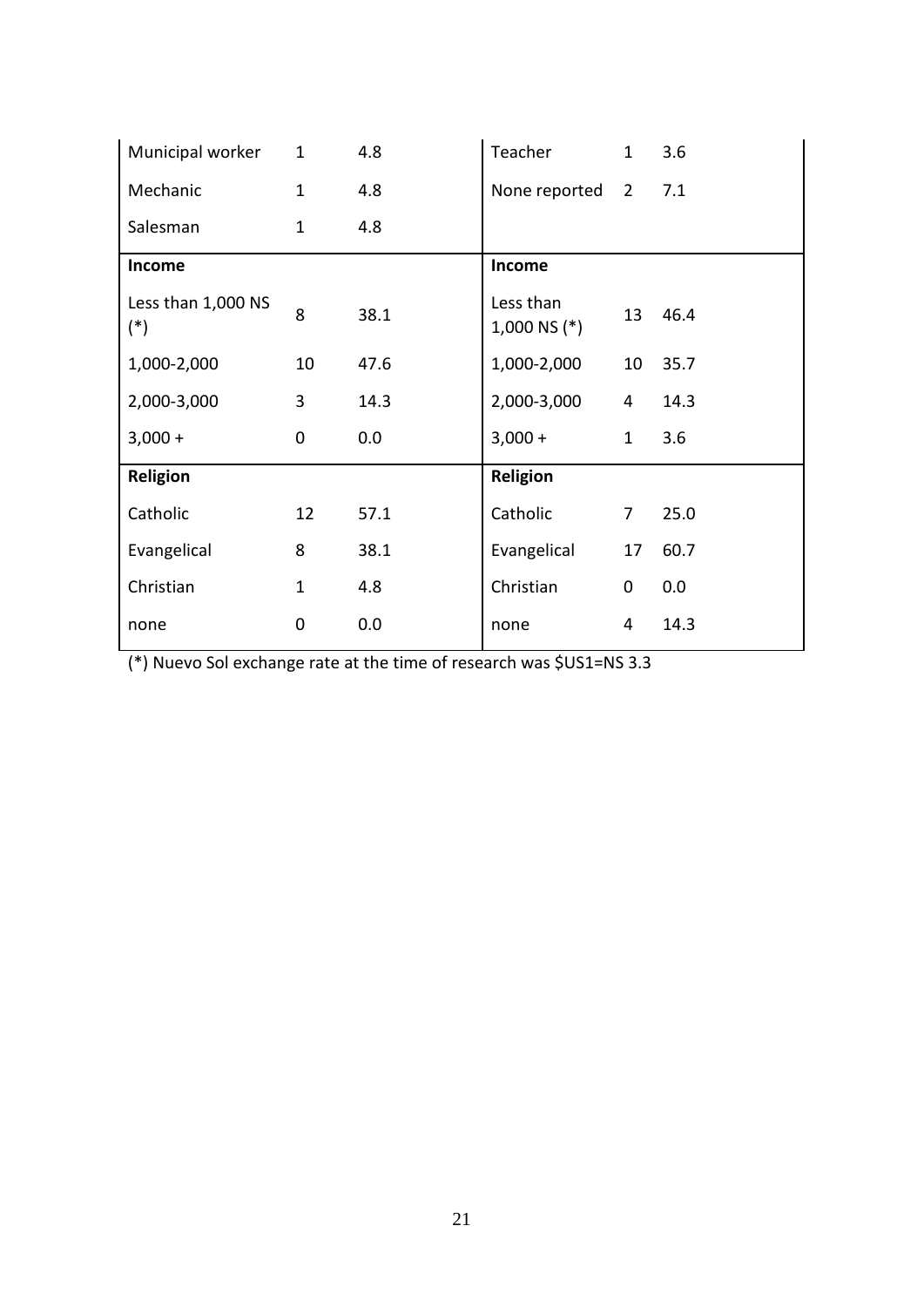| | | | | | |
|---|---|---|---|---|---|
| Municipal worker | 1 | 4.8 | Teacher | 1 | 3.6 |
| Mechanic | 1 | 4.8 | None reported | 2 | 7.1 |
| Salesman | 1 | 4.8 | | | |
| **Income** | | | **Income** | | |
| Less than 1,000 NS (*) | 8 | 38.1 | Less than 1,000 NS (*) | 13 | 46.4 |
| 1,000-2,000 | 10 | 47.6 | 1,000-2,000 | 10 | 35.7 |
| 2,000-3,000 | 3 | 14.3 | 2,000-3,000 | 4 | 14.3 |
| 3,000 + | 0 | 0.0 | 3,000 + | 1 | 3.6 |
| **Religion** | | | **Religion** | | |
| Catholic | 12 | 57.1 | Catholic | 7 | 25.0 |
| Evangelical | 8 | 38.1 | Evangelical | 17 | 60.7 |
| Christian | 1 | 4.8 | Christian | 0 | 0.0 |
| none | 0 | 0.0 | none | 4 | 14.3 |

(*) Nuevo Sol exchange rate at the time of research was $US1=NS 3.3